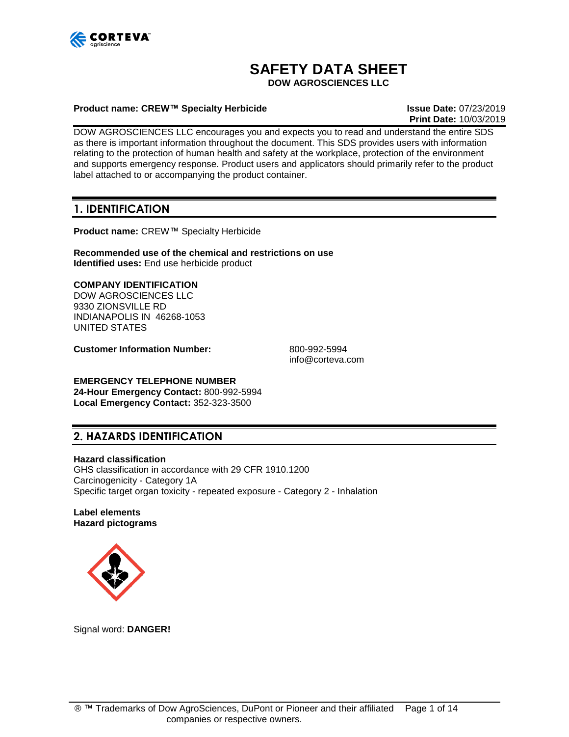# SAFETY DATA SHEET

**DOW AGROSCIENCES LLC**

**Product name: CREW™ Specialty Herbicide**

**Issue Date:** 07/23/2019
**Print Date:** 10/03/2019

DOW AGROSCIENCES LLC encourages you and expects you to read and understand the entire SDS as there is important information throughout the document. This SDS provides users with information relating to the protection of human health and safety at the workplace, protection of the environment and supports emergency response. Product users and applicators should primarily refer to the product label attached to or accompanying the product container.

## 1. IDENTIFICATION

**Product name:** CREW™ Specialty Herbicide

**Recommended use of the chemical and restrictions on use**
**Identified uses:** End use herbicide product

**COMPANY IDENTIFICATION**
DOW AGROSCIENCES LLC
9330 ZIONSVILLE RD
INDIANAPOLIS IN 46268-1053
UNITED STATES

**Customer Information Number:** 800-992-5994
info@corteva.com

**EMERGENCY TELEPHONE NUMBER**
**24-Hour Emergency Contact:** 800-992-5994
**Local Emergency Contact:** 352-323-3500

## 2. HAZARDS IDENTIFICATION

**Hazard classification**
GHS classification in accordance with 29 CFR 1910.1200
Carcinogenicity - Category 1A
Specific target organ toxicity - repeated exposure - Category 2 - Inhalation

**Label elements**
**Hazard pictograms**

Signal word: **DANGER!**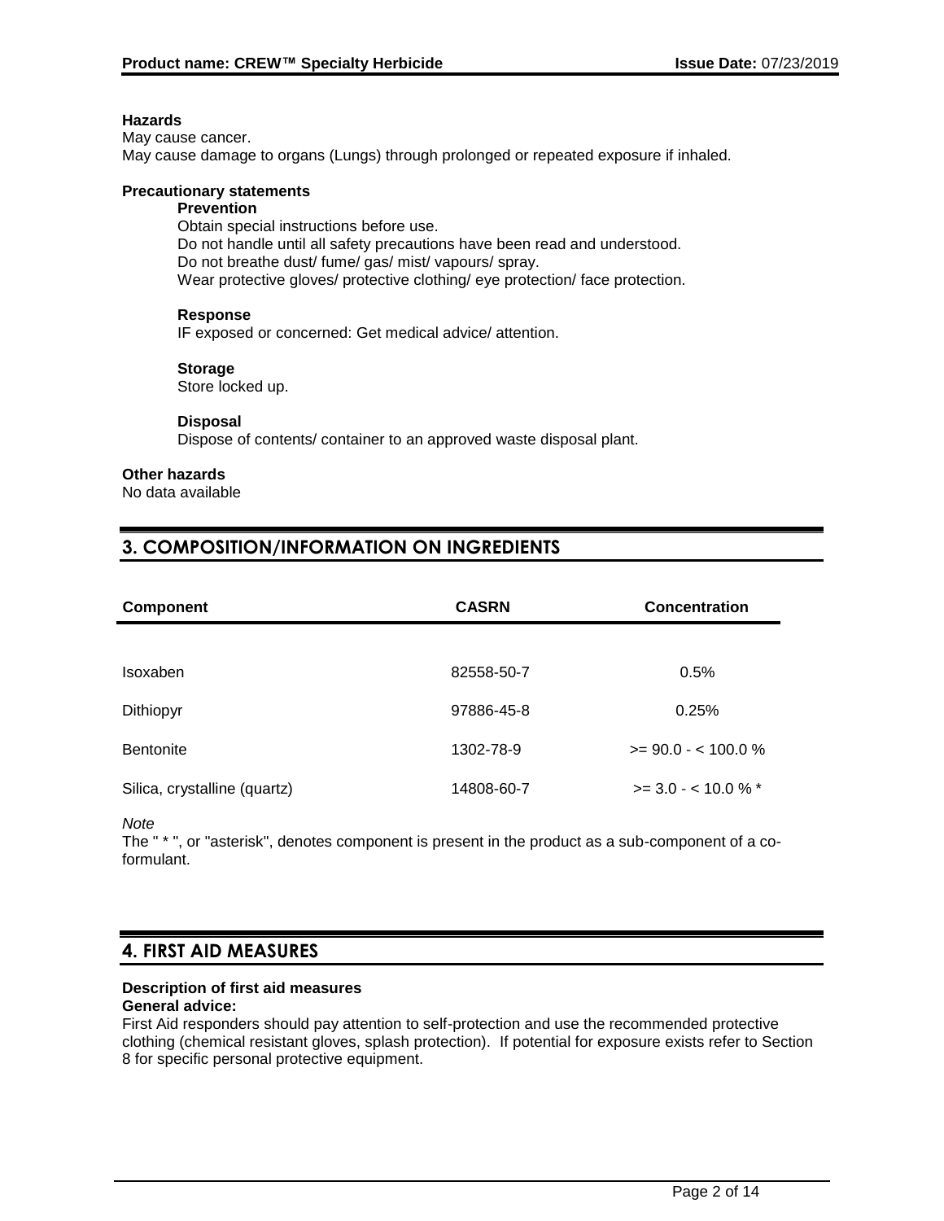**Hazards**

May cause cancer.
May cause damage to organs (Lungs) through prolonged or repeated exposure if inhaled.

**Precautionary statements**

**Prevention**

Obtain special instructions before use.
Do not handle until all safety precautions have been read and understood.
Do not breathe dust/ fume/ gas/ mist/ vapours/ spray.
Wear protective gloves/ protective clothing/ eye protection/ face protection.

**Response**

IF exposed or concerned: Get medical advice/ attention.

**Storage**

Store locked up.

**Disposal**

Dispose of contents/ container to an approved waste disposal plant.

**Other hazards**

No data available

## 3. COMPOSITION/INFORMATION ON INGREDIENTS

| Component | CASRN | Concentration |
|---|---|---|
| Isoxaben | 82558-50-7 | 0.5% |
| Dithiopyr | 97886-45-8 | 0.25% |
| Bentonite | 1302-78-9 | >= 90.0 - < 100.0 % |
| Silica, crystalline (quartz) | 14808-60-7 | >= 3.0 - < 10.0 % * |

*Note*

The " * ", or "asterisk", denotes component is present in the product as a sub-component of a co-formulant.

## 4. FIRST AID MEASURES

**Description of first aid measures**

**General advice:**

First Aid responders should pay attention to self-protection and use the recommended protective clothing (chemical resistant gloves, splash protection). If potential for exposure exists refer to Section 8 for specific personal protective equipment.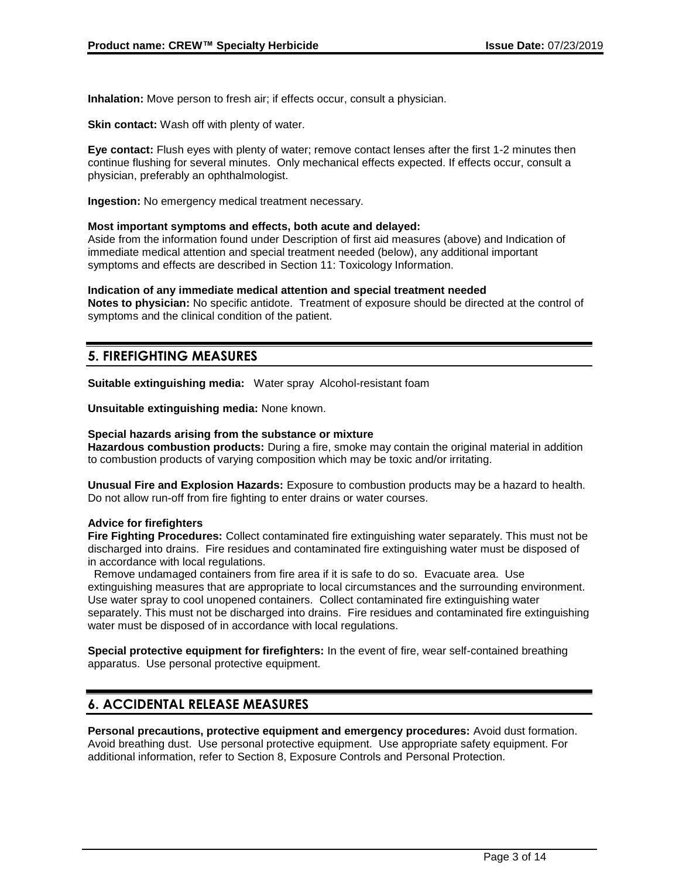**Inhalation:** Move person to fresh air; if effects occur, consult a physician.

**Skin contact:** Wash off with plenty of water.

**Eye contact:** Flush eyes with plenty of water; remove contact lenses after the first 1-2 minutes then continue flushing for several minutes. Only mechanical effects expected. If effects occur, consult a physician, preferably an ophthalmologist.

**Ingestion:** No emergency medical treatment necessary.

**Most important symptoms and effects, both acute and delayed:**
Aside from the information found under Description of first aid measures (above) and Indication of immediate medical attention and special treatment needed (below), any additional important symptoms and effects are described in Section 11: Toxicology Information.

**Indication of any immediate medical attention and special treatment needed**
**Notes to physician:** No specific antidote. Treatment of exposure should be directed at the control of symptoms and the clinical condition of the patient.

## 5. FIREFIGHTING MEASURES

**Suitable extinguishing media:** Water spray Alcohol-resistant foam

**Unsuitable extinguishing media:** None known.

**Special hazards arising from the substance or mixture**
**Hazardous combustion products:** During a fire, smoke may contain the original material in addition to combustion products of varying composition which may be toxic and/or irritating.

**Unusual Fire and Explosion Hazards:** Exposure to combustion products may be a hazard to health. Do not allow run-off from fire fighting to enter drains or water courses.

**Advice for firefighters**
**Fire Fighting Procedures:** Collect contaminated fire extinguishing water separately. This must not be discharged into drains. Fire residues and contaminated fire extinguishing water must be disposed of in accordance with local regulations.
Remove undamaged containers from fire area if it is safe to do so. Evacuate area. Use extinguishing measures that are appropriate to local circumstances and the surrounding environment. Use water spray to cool unopened containers. Collect contaminated fire extinguishing water separately. This must not be discharged into drains. Fire residues and contaminated fire extinguishing water must be disposed of in accordance with local regulations.

**Special protective equipment for firefighters:** In the event of fire, wear self-contained breathing apparatus. Use personal protective equipment.

## 6. ACCIDENTAL RELEASE MEASURES

**Personal precautions, protective equipment and emergency procedures:** Avoid dust formation. Avoid breathing dust. Use personal protective equipment. Use appropriate safety equipment. For additional information, refer to Section 8, Exposure Controls and Personal Protection.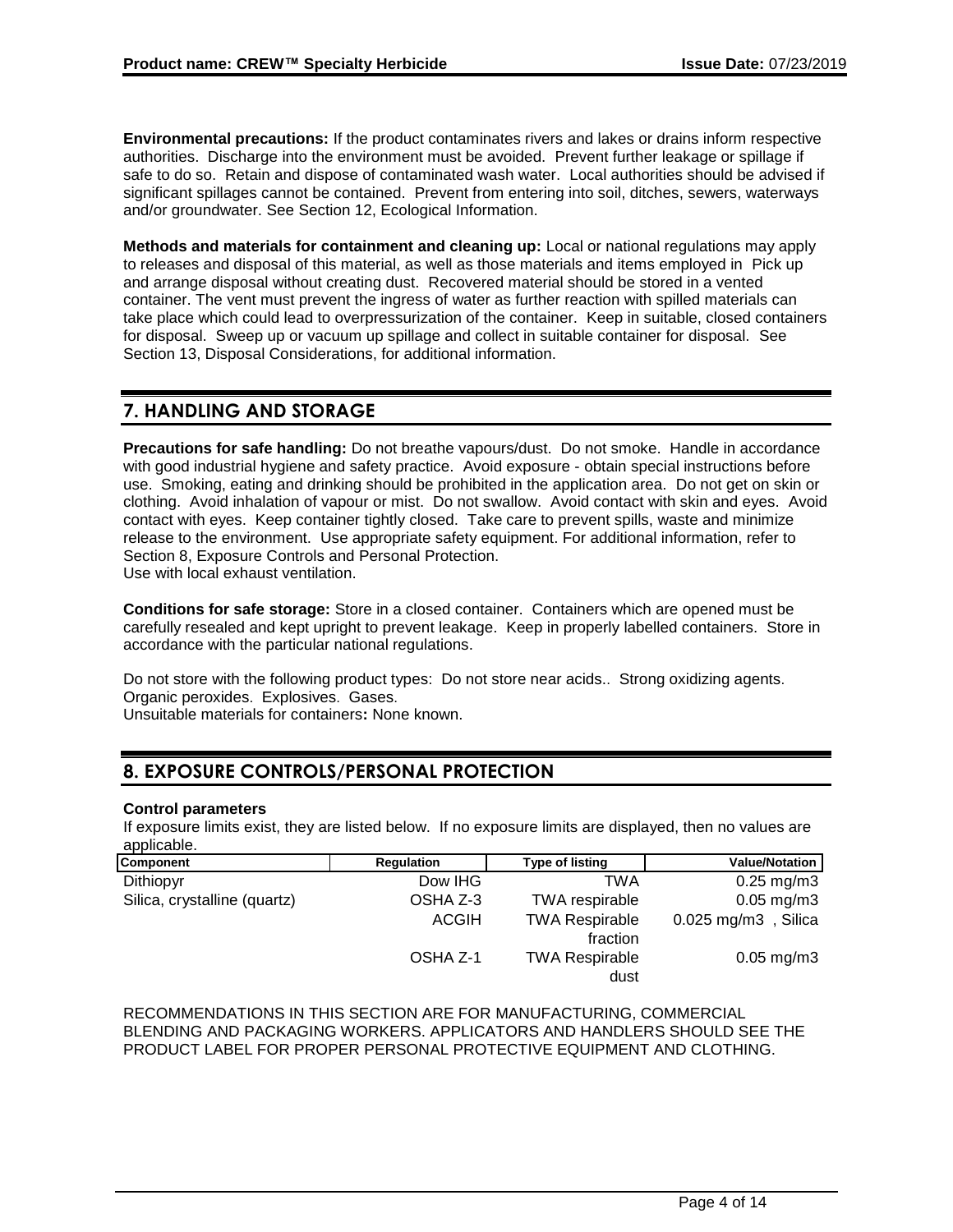**Environmental precautions:** If the product contaminates rivers and lakes or drains inform respective authorities. Discharge into the environment must be avoided. Prevent further leakage or spillage if safe to do so. Retain and dispose of contaminated wash water. Local authorities should be advised if significant spillages cannot be contained. Prevent from entering into soil, ditches, sewers, waterways and/or groundwater. See Section 12, Ecological Information.

**Methods and materials for containment and cleaning up:** Local or national regulations may apply to releases and disposal of this material, as well as those materials and items employed in Pick up and arrange disposal without creating dust. Recovered material should be stored in a vented container. The vent must prevent the ingress of water as further reaction with spilled materials can take place which could lead to overpressurization of the container. Keep in suitable, closed containers for disposal. Sweep up or vacuum up spillage and collect in suitable container for disposal. See Section 13, Disposal Considerations, for additional information.

## 7. HANDLING AND STORAGE

**Precautions for safe handling:** Do not breathe vapours/dust. Do not smoke. Handle in accordance with good industrial hygiene and safety practice. Avoid exposure - obtain special instructions before use. Smoking, eating and drinking should be prohibited in the application area. Do not get on skin or clothing. Avoid inhalation of vapour or mist. Do not swallow. Avoid contact with skin and eyes. Avoid contact with eyes. Keep container tightly closed. Take care to prevent spills, waste and minimize release to the environment. Use appropriate safety equipment. For additional information, refer to Section 8, Exposure Controls and Personal Protection.
Use with local exhaust ventilation.

**Conditions for safe storage:** Store in a closed container. Containers which are opened must be carefully resealed and kept upright to prevent leakage. Keep in properly labelled containers. Store in accordance with the particular national regulations.

Do not store with the following product types: Do not store near acids.. Strong oxidizing agents. Organic peroxides. Explosives. Gases.
Unsuitable materials for containers**:** None known.

## 8. EXPOSURE CONTROLS/PERSONAL PROTECTION

**Control parameters**

If exposure limits exist, they are listed below. If no exposure limits are displayed, then no values are applicable.

| Component | Regulation | Type of listing | Value/Notation |
|---|---|---|---|
| Dithiopyr | Dow IHG | TWA | 0.25 mg/m3 |
| Silica, crystalline (quartz) | OSHA Z-3 | TWA respirable | 0.05 mg/m3 |
| | ACGIH | TWA Respirable fraction | 0.025 mg/m3 , Silica |
| | OSHA Z-1 | TWA Respirable dust | 0.05 mg/m3 |

RECOMMENDATIONS IN THIS SECTION ARE FOR MANUFACTURING, COMMERCIAL BLENDING AND PACKAGING WORKERS. APPLICATORS AND HANDLERS SHOULD SEE THE PRODUCT LABEL FOR PROPER PERSONAL PROTECTIVE EQUIPMENT AND CLOTHING.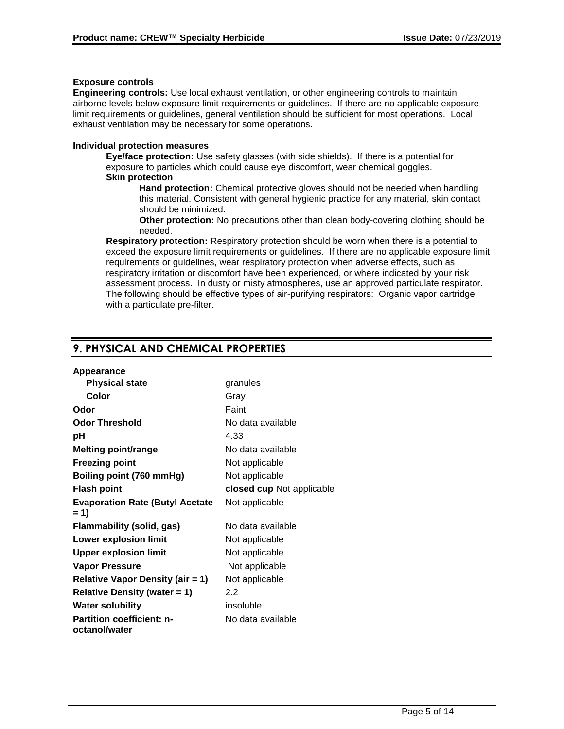**Exposure controls**

**Engineering controls:** Use local exhaust ventilation, or other engineering controls to maintain airborne levels below exposure limit requirements or guidelines. If there are no applicable exposure limit requirements or guidelines, general ventilation should be sufficient for most operations. Local exhaust ventilation may be necessary for some operations.

**Individual protection measures**

**Eye/face protection:** Use safety glasses (with side shields). If there is a potential for exposure to particles which could cause eye discomfort, wear chemical goggles.

**Skin protection**

**Hand protection:** Chemical protective gloves should not be needed when handling this material. Consistent with general hygienic practice for any material, skin contact should be minimized.

**Other protection:** No precautions other than clean body-covering clothing should be needed.

**Respiratory protection:** Respiratory protection should be worn when there is a potential to exceed the exposure limit requirements or guidelines. If there are no applicable exposure limit requirements or guidelines, wear respiratory protection when adverse effects, such as respiratory irritation or discomfort have been experienced, or where indicated by your risk assessment process. In dusty or misty atmospheres, use an approved particulate respirator. The following should be effective types of air-purifying respirators: Organic vapor cartridge with a particulate pre-filter.

## 9. PHYSICAL AND CHEMICAL PROPERTIES

| | |
|---|---|
| **Appearance** | |
| **Physical state** | granules |
| **Color** | Gray |
| **Odor** | Faint |
| **Odor Threshold** | No data available |
| **pH** | 4.33 |
| **Melting point/range** | No data available |
| **Freezing point** | Not applicable |
| **Boiling point (760 mmHg)** | Not applicable |
| **Flash point** | **closed cup** Not applicable |
| **Evaporation Rate (Butyl Acetate = 1)** | Not applicable |
| **Flammability (solid, gas)** | No data available |
| **Lower explosion limit** | Not applicable |
| **Upper explosion limit** | Not applicable |
| **Vapor Pressure** | Not applicable |
| **Relative Vapor Density (air = 1)** | Not applicable |
| **Relative Density (water = 1)** | 2.2 |
| **Water solubility** | insoluble |
| **Partition coefficient: n-octanol/water** | No data available |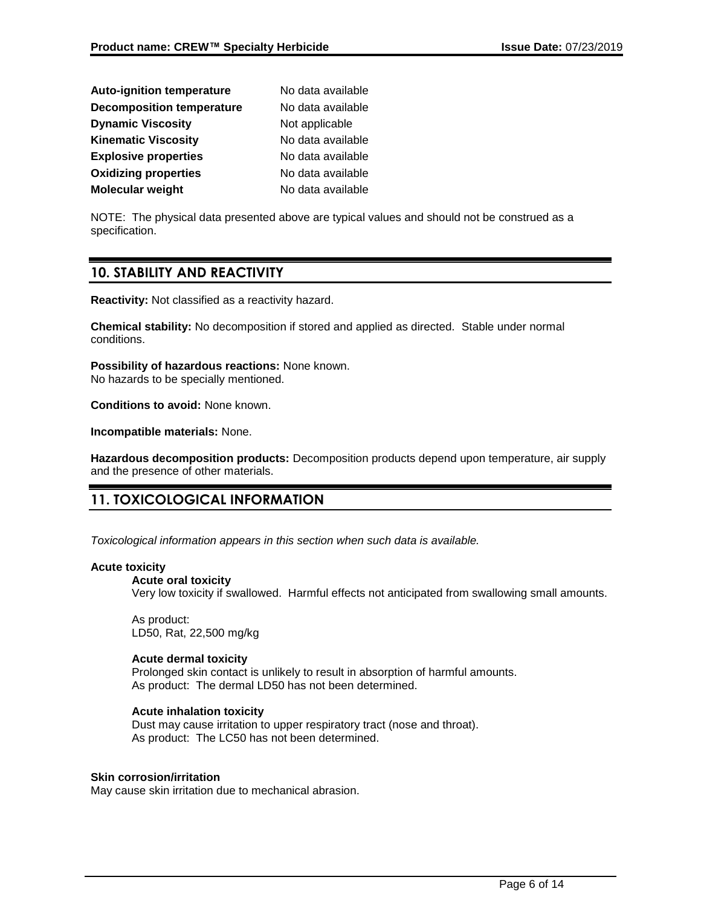| | |
|---|---|
| **Auto-ignition temperature** | No data available |
| **Decomposition temperature** | No data available |
| **Dynamic Viscosity** | Not applicable |
| **Kinematic Viscosity** | No data available |
| **Explosive properties** | No data available |
| **Oxidizing properties** | No data available |
| **Molecular weight** | No data available |

NOTE: The physical data presented above are typical values and should not be construed as a specification.

## 10. STABILITY AND REACTIVITY

**Reactivity:** Not classified as a reactivity hazard.

**Chemical stability:** No decomposition if stored and applied as directed. Stable under normal conditions.

**Possibility of hazardous reactions:** None known.
No hazards to be specially mentioned.

**Conditions to avoid:** None known.

**Incompatible materials:** None.

**Hazardous decomposition products:** Decomposition products depend upon temperature, air supply and the presence of other materials.

## 11. TOXICOLOGICAL INFORMATION

*Toxicological information appears in this section when such data is available.*

**Acute toxicity**

**Acute oral toxicity**
Very low toxicity if swallowed. Harmful effects not anticipated from swallowing small amounts.

As product:
LD50, Rat, 22,500 mg/kg

**Acute dermal toxicity**
Prolonged skin contact is unlikely to result in absorption of harmful amounts.
As product: The dermal LD50 has not been determined.

**Acute inhalation toxicity**
Dust may cause irritation to upper respiratory tract (nose and throat).
As product: The LC50 has not been determined.

**Skin corrosion/irritation**
May cause skin irritation due to mechanical abrasion.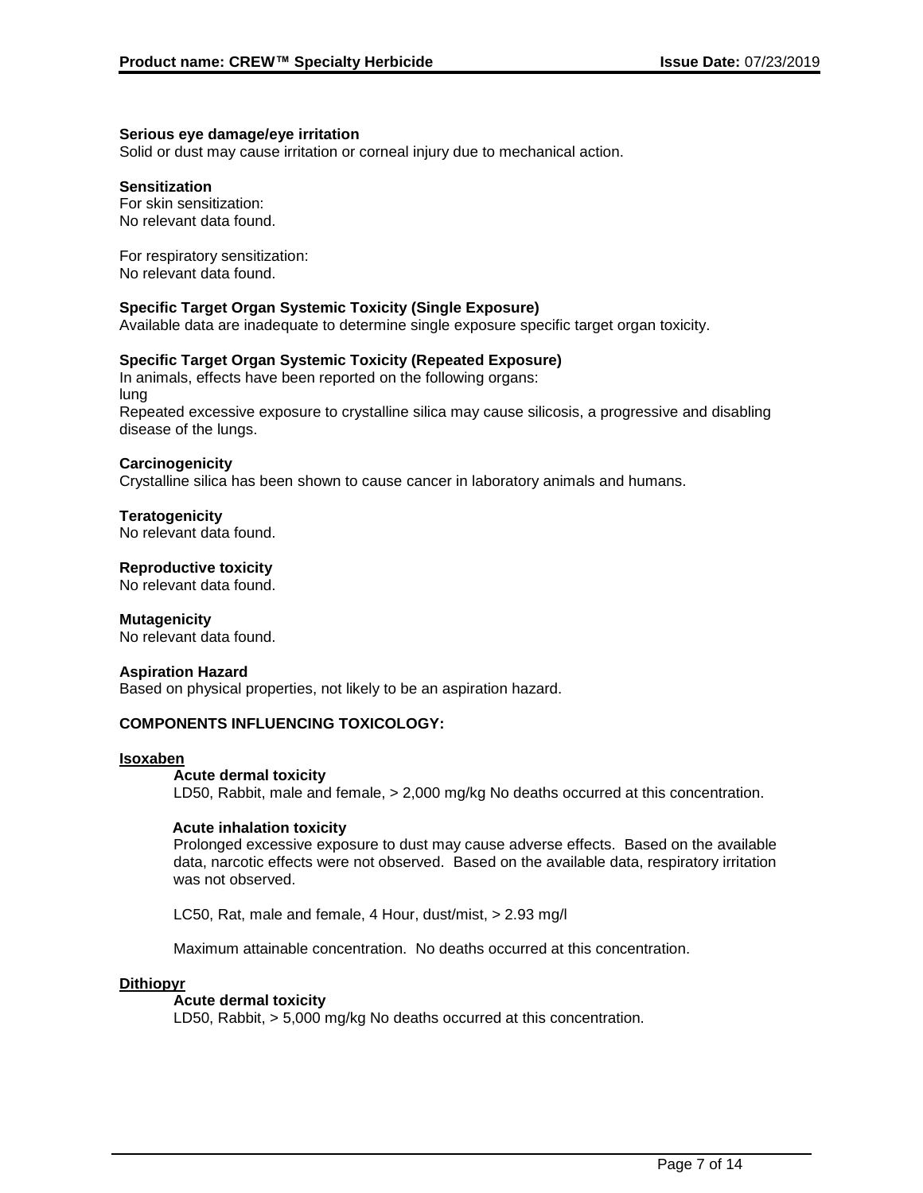**Serious eye damage/eye irritation**

Solid or dust may cause irritation or corneal injury due to mechanical action.

**Sensitization**

For skin sensitization:
No relevant data found.

For respiratory sensitization:
No relevant data found.

**Specific Target Organ Systemic Toxicity (Single Exposure)**

Available data are inadequate to determine single exposure specific target organ toxicity.

**Specific Target Organ Systemic Toxicity (Repeated Exposure)**

In animals, effects have been reported on the following organs:
lung
Repeated excessive exposure to crystalline silica may cause silicosis, a progressive and disabling disease of the lungs.

**Carcinogenicity**

Crystalline silica has been shown to cause cancer in laboratory animals and humans.

**Teratogenicity**

No relevant data found.

**Reproductive toxicity**

No relevant data found.

**Mutagenicity**

No relevant data found.

**Aspiration Hazard**

Based on physical properties, not likely to be an aspiration hazard.

**COMPONENTS INFLUENCING TOXICOLOGY:**

**Isoxaben**

**Acute dermal toxicity**

LD50, Rabbit, male and female, > 2,000 mg/kg No deaths occurred at this concentration.

**Acute inhalation toxicity**

Prolonged excessive exposure to dust may cause adverse effects. Based on the available data, narcotic effects were not observed. Based on the available data, respiratory irritation was not observed.

LC50, Rat, male and female, 4 Hour, dust/mist, > 2.93 mg/l

Maximum attainable concentration. No deaths occurred at this concentration.

**Dithiopyr**

**Acute dermal toxicity**

LD50, Rabbit, > 5,000 mg/kg No deaths occurred at this concentration.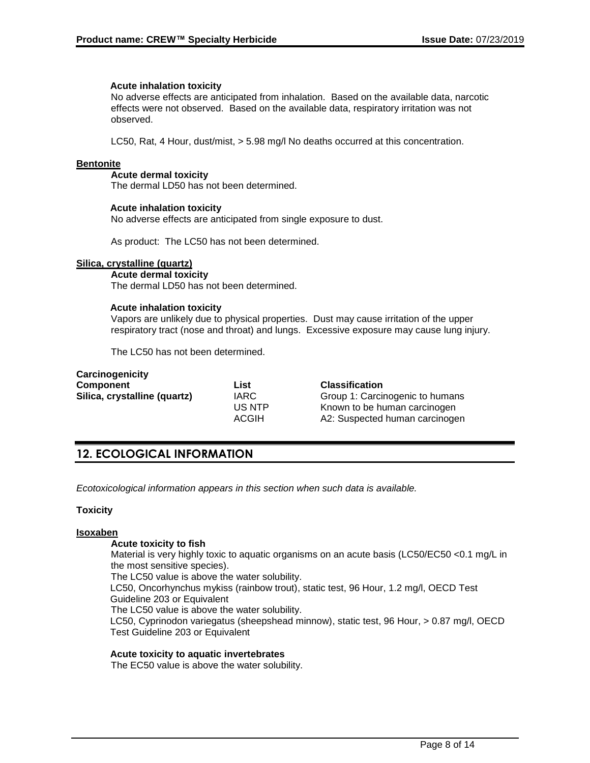**Acute inhalation toxicity**

No adverse effects are anticipated from inhalation. Based on the available data, narcotic effects were not observed. Based on the available data, respiratory irritation was not observed.

LC50, Rat, 4 Hour, dust/mist, > 5.98 mg/l No deaths occurred at this concentration.

**Bentonite**

**Acute dermal toxicity**

The dermal LD50 has not been determined.

**Acute inhalation toxicity**

No adverse effects are anticipated from single exposure to dust.

As product: The LC50 has not been determined.

**Silica, crystalline (quartz)**

**Acute dermal toxicity**

The dermal LD50 has not been determined.

**Acute inhalation toxicity**

Vapors are unlikely due to physical properties. Dust may cause irritation of the upper respiratory tract (nose and throat) and lungs. Excessive exposure may cause lung injury.

The LC50 has not been determined.

**Carcinogenicity**

| Component | List | Classification |
| --- | --- | --- |
| **Silica, crystalline (quartz)** | IARC | Group 1: Carcinogenic to humans |
| | US NTP | Known to be human carcinogen |
| | ACGIH | A2: Suspected human carcinogen |

## 12. ECOLOGICAL INFORMATION

*Ecotoxicological information appears in this section when such data is available.*

**Toxicity**

**Isoxaben**

**Acute toxicity to fish**

Material is very highly toxic to aquatic organisms on an acute basis (LC50/EC50 <0.1 mg/L in the most sensitive species).

The LC50 value is above the water solubility.

LC50, Oncorhynchus mykiss (rainbow trout), static test, 96 Hour, 1.2 mg/l, OECD Test Guideline 203 or Equivalent

The LC50 value is above the water solubility.

LC50, Cyprinodon variegatus (sheepshead minnow), static test, 96 Hour, > 0.87 mg/l, OECD Test Guideline 203 or Equivalent

**Acute toxicity to aquatic invertebrates**

The EC50 value is above the water solubility.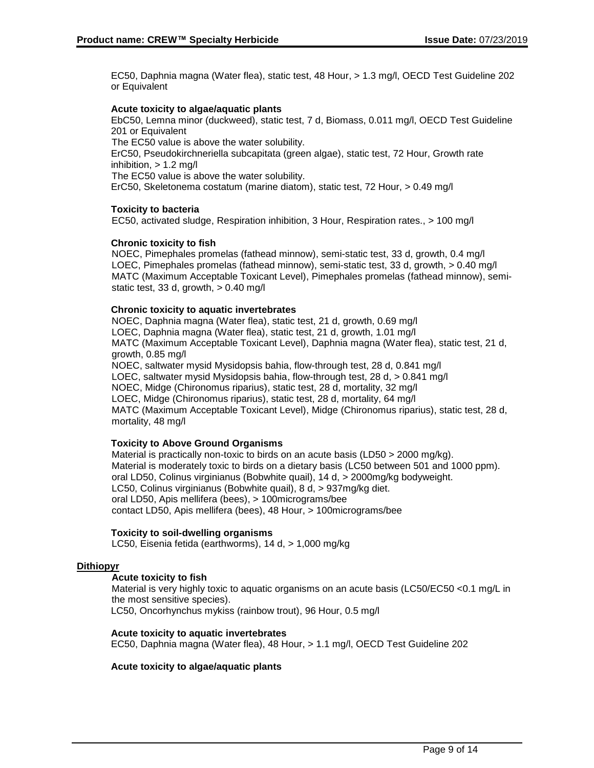EC50, Daphnia magna (Water flea), static test, 48 Hour, > 1.3 mg/l, OECD Test Guideline 202 or Equivalent

**Acute toxicity to algae/aquatic plants**

EbC50, Lemna minor (duckweed), static test, 7 d, Biomass, 0.011 mg/l, OECD Test Guideline 201 or Equivalent
The EC50 value is above the water solubility.
ErC50, Pseudokirchneriella subcapitata (green algae), static test, 72 Hour, Growth rate inhibition, > 1.2 mg/l
The EC50 value is above the water solubility.
ErC50, Skeletonema costatum (marine diatom), static test, 72 Hour, > 0.49 mg/l

**Toxicity to bacteria**

EC50, activated sludge, Respiration inhibition, 3 Hour, Respiration rates., > 100 mg/l

**Chronic toxicity to fish**

NOEC, Pimephales promelas (fathead minnow), semi-static test, 33 d, growth, 0.4 mg/l
LOEC, Pimephales promelas (fathead minnow), semi-static test, 33 d, growth, > 0.40 mg/l
MATC (Maximum Acceptable Toxicant Level), Pimephales promelas (fathead minnow), semi-static test, 33 d, growth, > 0.40 mg/l

**Chronic toxicity to aquatic invertebrates**

NOEC, Daphnia magna (Water flea), static test, 21 d, growth, 0.69 mg/l
LOEC, Daphnia magna (Water flea), static test, 21 d, growth, 1.01 mg/l
MATC (Maximum Acceptable Toxicant Level), Daphnia magna (Water flea), static test, 21 d, growth, 0.85 mg/l
NOEC, saltwater mysid Mysidopsis bahia, flow-through test, 28 d, 0.841 mg/l
LOEC, saltwater mysid Mysidopsis bahia, flow-through test, 28 d, > 0.841 mg/l
NOEC, Midge (Chironomus riparius), static test, 28 d, mortality, 32 mg/l
LOEC, Midge (Chironomus riparius), static test, 28 d, mortality, 64 mg/l
MATC (Maximum Acceptable Toxicant Level), Midge (Chironomus riparius), static test, 28 d, mortality, 48 mg/l

**Toxicity to Above Ground Organisms**

Material is practically non-toxic to birds on an acute basis (LD50 > 2000 mg/kg).
Material is moderately toxic to birds on a dietary basis (LC50 between 501 and 1000 ppm).
oral LD50, Colinus virginianus (Bobwhite quail), 14 d, > 2000mg/kg bodyweight.
LC50, Colinus virginianus (Bobwhite quail), 8 d, > 937mg/kg diet.
oral LD50, Apis mellifera (bees), > 100micrograms/bee
contact LD50, Apis mellifera (bees), 48 Hour, > 100micrograms/bee

**Toxicity to soil-dwelling organisms**

LC50, Eisenia fetida (earthworms), 14 d, > 1,000 mg/kg

**Dithiopyr**

**Acute toxicity to fish**

Material is very highly toxic to aquatic organisms on an acute basis (LC50/EC50 <0.1 mg/L in the most sensitive species).
LC50, Oncorhynchus mykiss (rainbow trout), 96 Hour, 0.5 mg/l

**Acute toxicity to aquatic invertebrates**

EC50, Daphnia magna (Water flea), 48 Hour, > 1.1 mg/l, OECD Test Guideline 202

**Acute toxicity to algae/aquatic plants**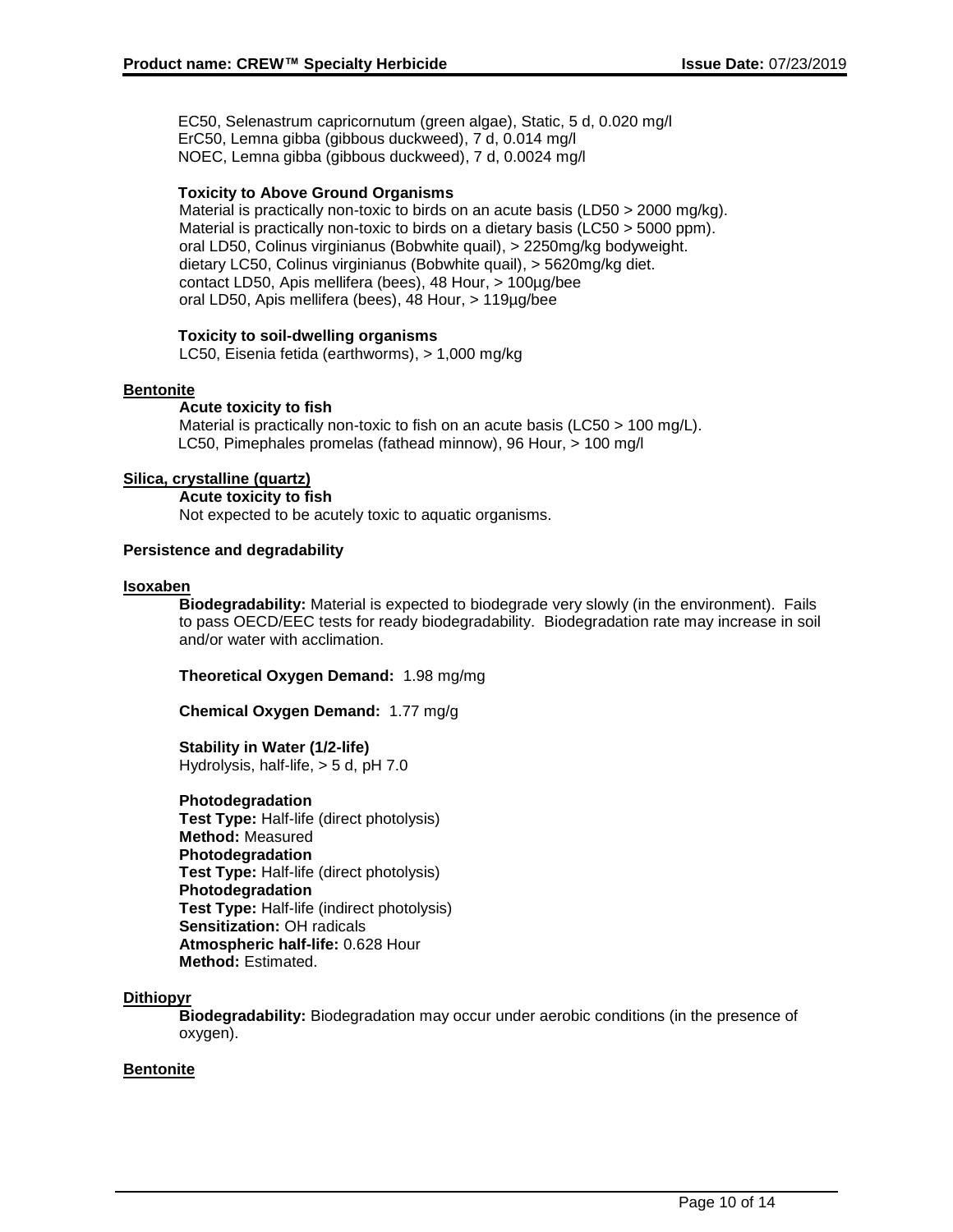EC50, Selenastrum capricornutum (green algae), Static, 5 d, 0.020 mg/l
ErC50, Lemna gibba (gibbous duckweed), 7 d, 0.014 mg/l
NOEC, Lemna gibba (gibbous duckweed), 7 d, 0.0024 mg/l

**Toxicity to Above Ground Organisms**
Material is practically non-toxic to birds on an acute basis (LD50 > 2000 mg/kg).
Material is practically non-toxic to birds on a dietary basis (LC50 > 5000 ppm).
oral LD50, Colinus virginianus (Bobwhite quail), > 2250mg/kg bodyweight.
dietary LC50, Colinus virginianus (Bobwhite quail), > 5620mg/kg diet.
contact LD50, Apis mellifera (bees), 48 Hour, > 100µg/bee
oral LD50, Apis mellifera (bees), 48 Hour, > 119µg/bee

**Toxicity to soil-dwelling organisms**
LC50, Eisenia fetida (earthworms), > 1,000 mg/kg

**Bentonite**

**Acute toxicity to fish**
Material is practically non-toxic to fish on an acute basis (LC50 > 100 mg/L).
LC50, Pimephales promelas (fathead minnow), 96 Hour, > 100 mg/l

**Silica, crystalline (quartz)**

**Acute toxicity to fish**
Not expected to be acutely toxic to aquatic organisms.

**Persistence and degradability**

**Isoxaben**

**Biodegradability:** Material is expected to biodegrade very slowly (in the environment). Fails to pass OECD/EEC tests for ready biodegradability. Biodegradation rate may increase in soil and/or water with acclimation.

**Theoretical Oxygen Demand:** 1.98 mg/mg

**Chemical Oxygen Demand:** 1.77 mg/g

**Stability in Water (1/2-life)**
Hydrolysis, half-life, > 5 d, pH 7.0

**Photodegradation**
**Test Type:** Half-life (direct photolysis)
**Method:** Measured
**Photodegradation**
**Test Type:** Half-life (direct photolysis)
**Photodegradation**
**Test Type:** Half-life (indirect photolysis)
**Sensitization:** OH radicals
**Atmospheric half-life:** 0.628 Hour
**Method:** Estimated.

**Dithiopyr**

**Biodegradability:** Biodegradation may occur under aerobic conditions (in the presence of oxygen).

**Bentonite**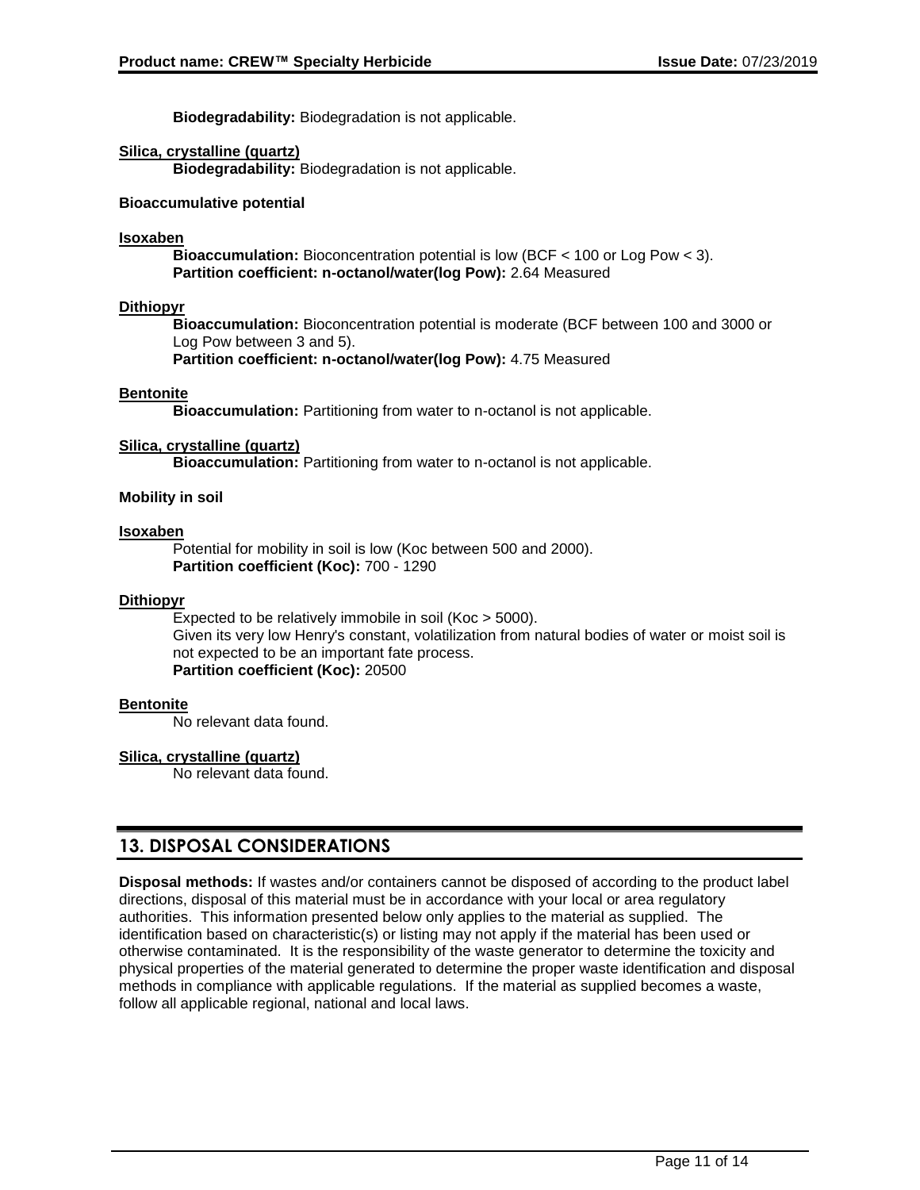**Biodegradability:** Biodegradation is not applicable.

**Silica, crystalline (quartz)**

**Biodegradability:** Biodegradation is not applicable.

**Bioaccumulative potential**

**Isoxaben**

**Bioaccumulation:** Bioconcentration potential is low (BCF < 100 or Log Pow < 3).
**Partition coefficient: n-octanol/water(log Pow):** 2.64 Measured

**Dithiopyr**

**Bioaccumulation:** Bioconcentration potential is moderate (BCF between 100 and 3000 or Log Pow between 3 and 5).
**Partition coefficient: n-octanol/water(log Pow):** 4.75 Measured

**Bentonite**

**Bioaccumulation:** Partitioning from water to n-octanol is not applicable.

**Silica, crystalline (quartz)**

**Bioaccumulation:** Partitioning from water to n-octanol is not applicable.

**Mobility in soil**

**Isoxaben**

Potential for mobility in soil is low (Koc between 500 and 2000).
**Partition coefficient (Koc):** 700 - 1290

**Dithiopyr**

Expected to be relatively immobile in soil (Koc > 5000).
Given its very low Henry's constant, volatilization from natural bodies of water or moist soil is not expected to be an important fate process.
**Partition coefficient (Koc):** 20500

**Bentonite**

No relevant data found.

**Silica, crystalline (quartz)**

No relevant data found.

## 13. DISPOSAL CONSIDERATIONS

**Disposal methods:** If wastes and/or containers cannot be disposed of according to the product label directions, disposal of this material must be in accordance with your local or area regulatory authorities. This information presented below only applies to the material as supplied. The identification based on characteristic(s) or listing may not apply if the material has been used or otherwise contaminated. It is the responsibility of the waste generator to determine the toxicity and physical properties of the material generated to determine the proper waste identification and disposal methods in compliance with applicable regulations. If the material as supplied becomes a waste, follow all applicable regional, national and local laws.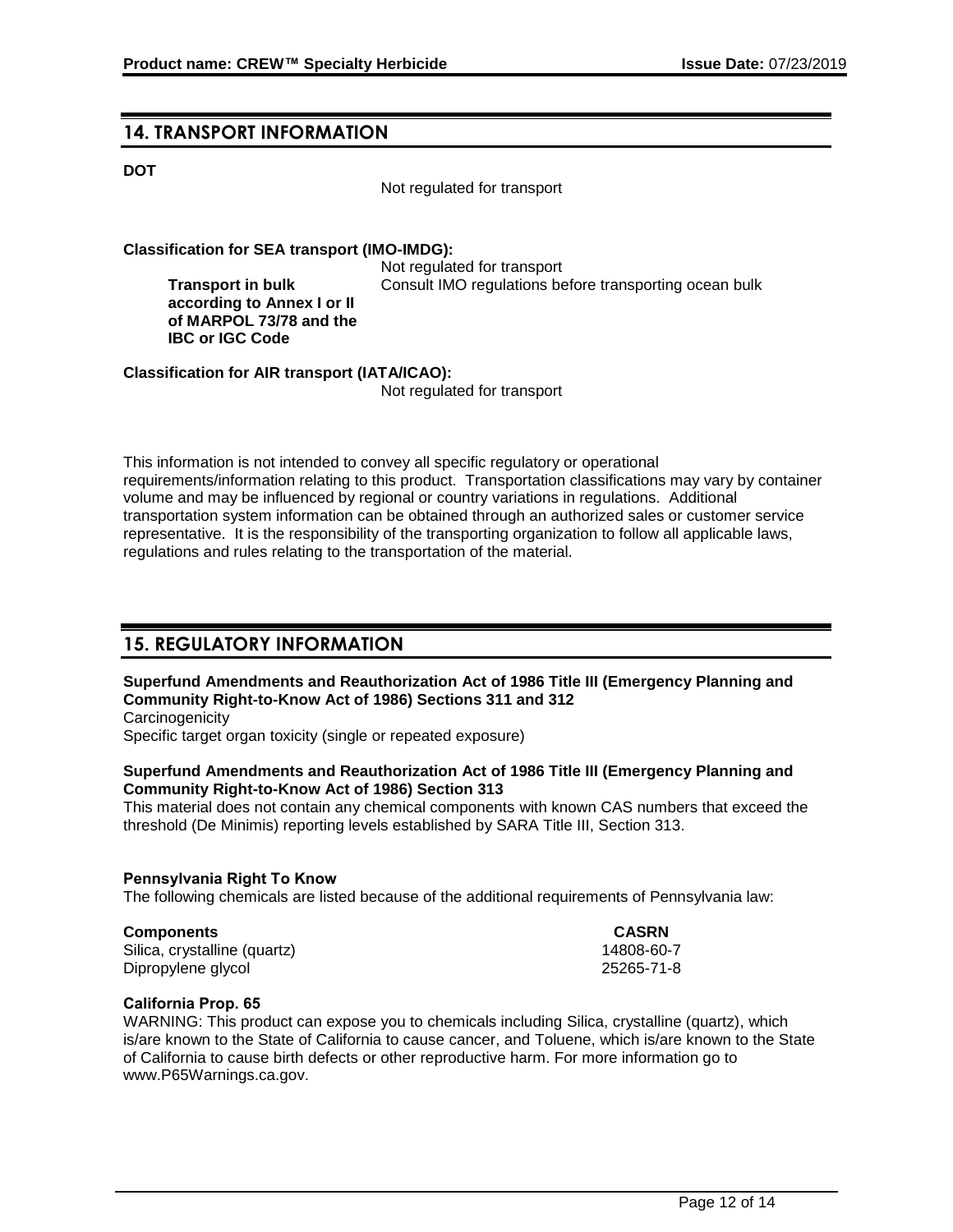## 14. TRANSPORT INFORMATION

**DOT**

Not regulated for transport

**Classification for SEA transport (IMO-IMDG):**

Not regulated for transport

**Transport in bulk according to Annex I or II of MARPOL 73/78 and the IBC or IGC Code**: Consult IMO regulations before transporting ocean bulk

**Classification for AIR transport (IATA/ICAO):**

Not regulated for transport

This information is not intended to convey all specific regulatory or operational requirements/information relating to this product. Transportation classifications may vary by container volume and may be influenced by regional or country variations in regulations. Additional transportation system information can be obtained through an authorized sales or customer service representative. It is the responsibility of the transporting organization to follow all applicable laws, regulations and rules relating to the transportation of the material.

## 15. REGULATORY INFORMATION

**Superfund Amendments and Reauthorization Act of 1986 Title III (Emergency Planning and Community Right-to-Know Act of 1986) Sections 311 and 312**

Carcinogenicity
Specific target organ toxicity (single or repeated exposure)

**Superfund Amendments and Reauthorization Act of 1986 Title III (Emergency Planning and Community Right-to-Know Act of 1986) Section 313**

This material does not contain any chemical components with known CAS numbers that exceed the threshold (De Minimis) reporting levels established by SARA Title III, Section 313.

**Pennsylvania Right To Know**

The following chemicals are listed because of the additional requirements of Pennsylvania law:

| Components | CASRN |
| --- | --- |
| Silica, crystalline (quartz) | 14808-60-7 |
| Dipropylene glycol | 25265-71-8 |

**California Prop. 65**

WARNING: This product can expose you to chemicals including Silica, crystalline (quartz), which is/are known to the State of California to cause cancer, and Toluene, which is/are known to the State of California to cause birth defects or other reproductive harm. For more information go to www.P65Warnings.ca.gov.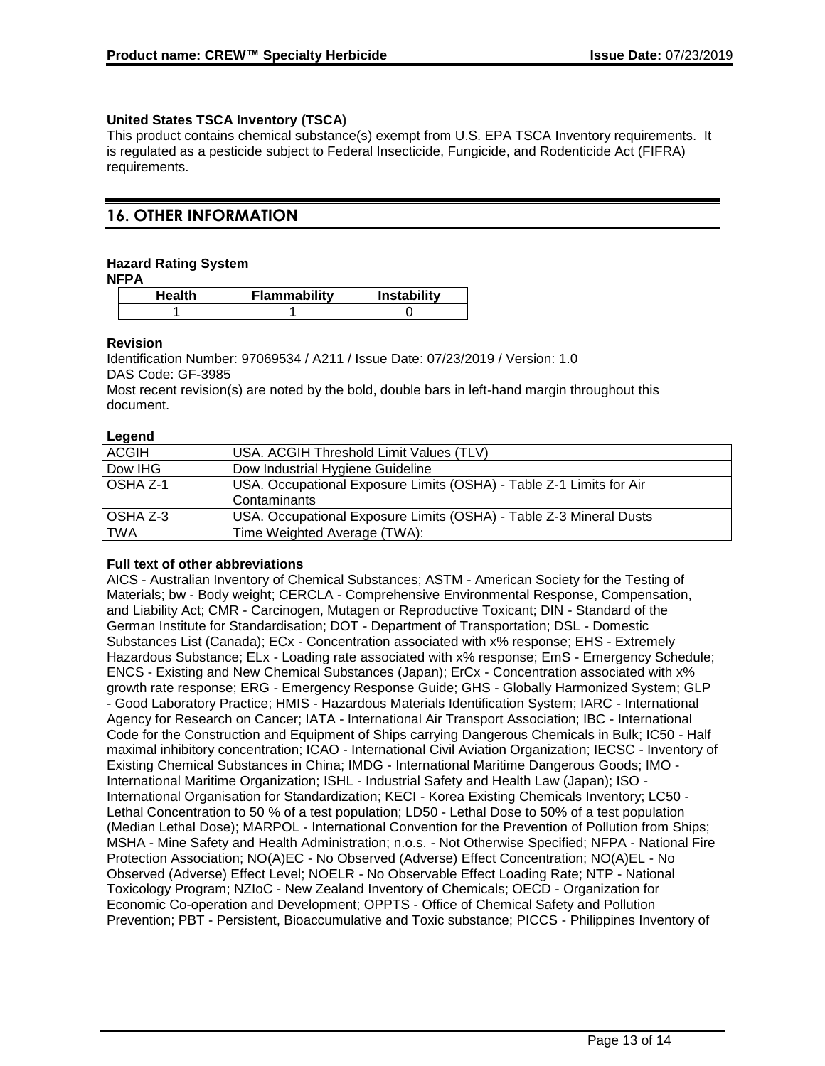**United States TSCA Inventory (TSCA)**

This product contains chemical substance(s) exempt from U.S. EPA TSCA Inventory requirements. It is regulated as a pesticide subject to Federal Insecticide, Fungicide, and Rodenticide Act (FIFRA) requirements.

## 16. OTHER INFORMATION

**Hazard Rating System**

**NFPA**

| Health | Flammability | Instability |
|---|---|---|
| 1 | 1 | 0 |

**Revision**

Identification Number: 97069534 / A211 / Issue Date: 07/23/2019 / Version: 1.0
DAS Code: GF-3985
Most recent revision(s) are noted by the bold, double bars in left-hand margin throughout this document.

**Legend**

| | |
|---|---|
| ACGIH | USA. ACGIH Threshold Limit Values (TLV) |
| Dow IHG | Dow Industrial Hygiene Guideline |
| OSHA Z-1 | USA. Occupational Exposure Limits (OSHA) - Table Z-1 Limits for Air Contaminants |
| OSHA Z-3 | USA. Occupational Exposure Limits (OSHA) - Table Z-3 Mineral Dusts |
| TWA | Time Weighted Average (TWA): |

**Full text of other abbreviations**

AICS - Australian Inventory of Chemical Substances; ASTM - American Society for the Testing of Materials; bw - Body weight; CERCLA - Comprehensive Environmental Response, Compensation, and Liability Act; CMR - Carcinogen, Mutagen or Reproductive Toxicant; DIN - Standard of the German Institute for Standardisation; DOT - Department of Transportation; DSL - Domestic Substances List (Canada); ECx - Concentration associated with x% response; EHS - Extremely Hazardous Substance; ELx - Loading rate associated with x% response; EmS - Emergency Schedule; ENCS - Existing and New Chemical Substances (Japan); ErCx - Concentration associated with x% growth rate response; ERG - Emergency Response Guide; GHS - Globally Harmonized System; GLP - Good Laboratory Practice; HMIS - Hazardous Materials Identification System; IARC - International Agency for Research on Cancer; IATA - International Air Transport Association; IBC - International Code for the Construction and Equipment of Ships carrying Dangerous Chemicals in Bulk; IC50 - Half maximal inhibitory concentration; ICAO - International Civil Aviation Organization; IECSC - Inventory of Existing Chemical Substances in China; IMDG - International Maritime Dangerous Goods; IMO - International Maritime Organization; ISHL - Industrial Safety and Health Law (Japan); ISO - International Organisation for Standardization; KECI - Korea Existing Chemicals Inventory; LC50 - Lethal Concentration to 50 % of a test population; LD50 - Lethal Dose to 50% of a test population (Median Lethal Dose); MARPOL - International Convention for the Prevention of Pollution from Ships; MSHA - Mine Safety and Health Administration; n.o.s. - Not Otherwise Specified; NFPA - National Fire Protection Association; NO(A)EC - No Observed (Adverse) Effect Concentration; NO(A)EL - No Observed (Adverse) Effect Level; NOELR - No Observable Effect Loading Rate; NTP - National Toxicology Program; NZIoC - New Zealand Inventory of Chemicals; OECD - Organization for Economic Co-operation and Development; OPPTS - Office of Chemical Safety and Pollution Prevention; PBT - Persistent, Bioaccumulative and Toxic substance; PICCS - Philippines Inventory of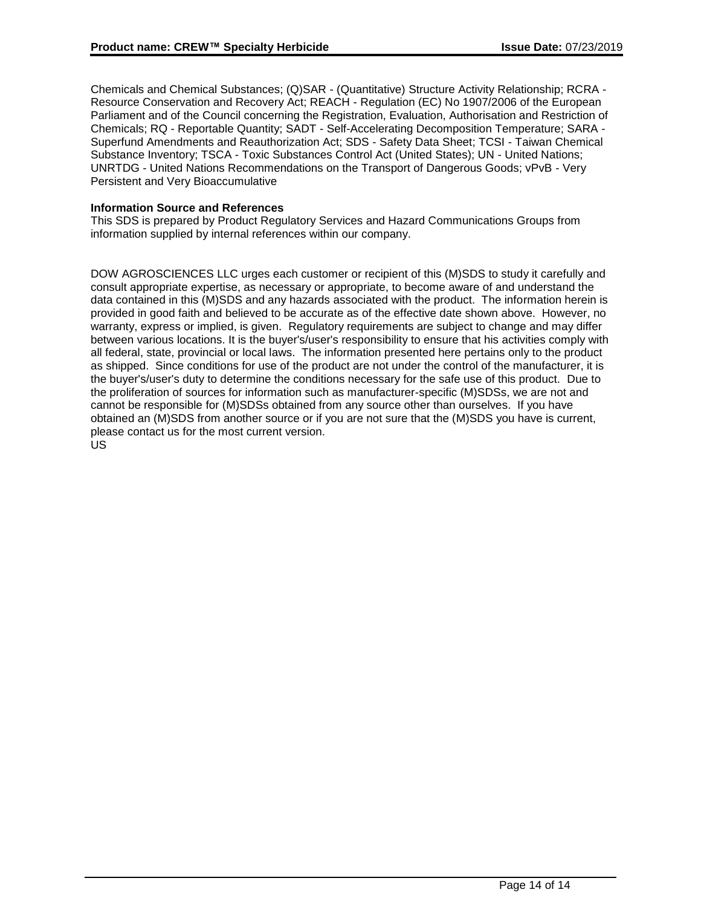Chemicals and Chemical Substances; (Q)SAR - (Quantitative) Structure Activity Relationship; RCRA - Resource Conservation and Recovery Act; REACH - Regulation (EC) No 1907/2006 of the European Parliament and of the Council concerning the Registration, Evaluation, Authorisation and Restriction of Chemicals; RQ - Reportable Quantity; SADT - Self-Accelerating Decomposition Temperature; SARA - Superfund Amendments and Reauthorization Act; SDS - Safety Data Sheet; TCSI - Taiwan Chemical Substance Inventory; TSCA - Toxic Substances Control Act (United States); UN - United Nations; UNRTDG - United Nations Recommendations on the Transport of Dangerous Goods; vPvB - Very Persistent and Very Bioaccumulative

**Information Source and References**

This SDS is prepared by Product Regulatory Services and Hazard Communications Groups from information supplied by internal references within our company.

DOW AGROSCIENCES LLC urges each customer or recipient of this (M)SDS to study it carefully and consult appropriate expertise, as necessary or appropriate, to become aware of and understand the data contained in this (M)SDS and any hazards associated with the product. The information herein is provided in good faith and believed to be accurate as of the effective date shown above. However, no warranty, express or implied, is given. Regulatory requirements are subject to change and may differ between various locations. It is the buyer's/user's responsibility to ensure that his activities comply with all federal, state, provincial or local laws. The information presented here pertains only to the product as shipped. Since conditions for use of the product are not under the control of the manufacturer, it is the buyer's/user's duty to determine the conditions necessary for the safe use of this product. Due to the proliferation of sources for information such as manufacturer-specific (M)SDSs, we are not and cannot be responsible for (M)SDSs obtained from any source other than ourselves. If you have obtained an (M)SDS from another source or if you are not sure that the (M)SDS you have is current, please contact us for the most current version.
US